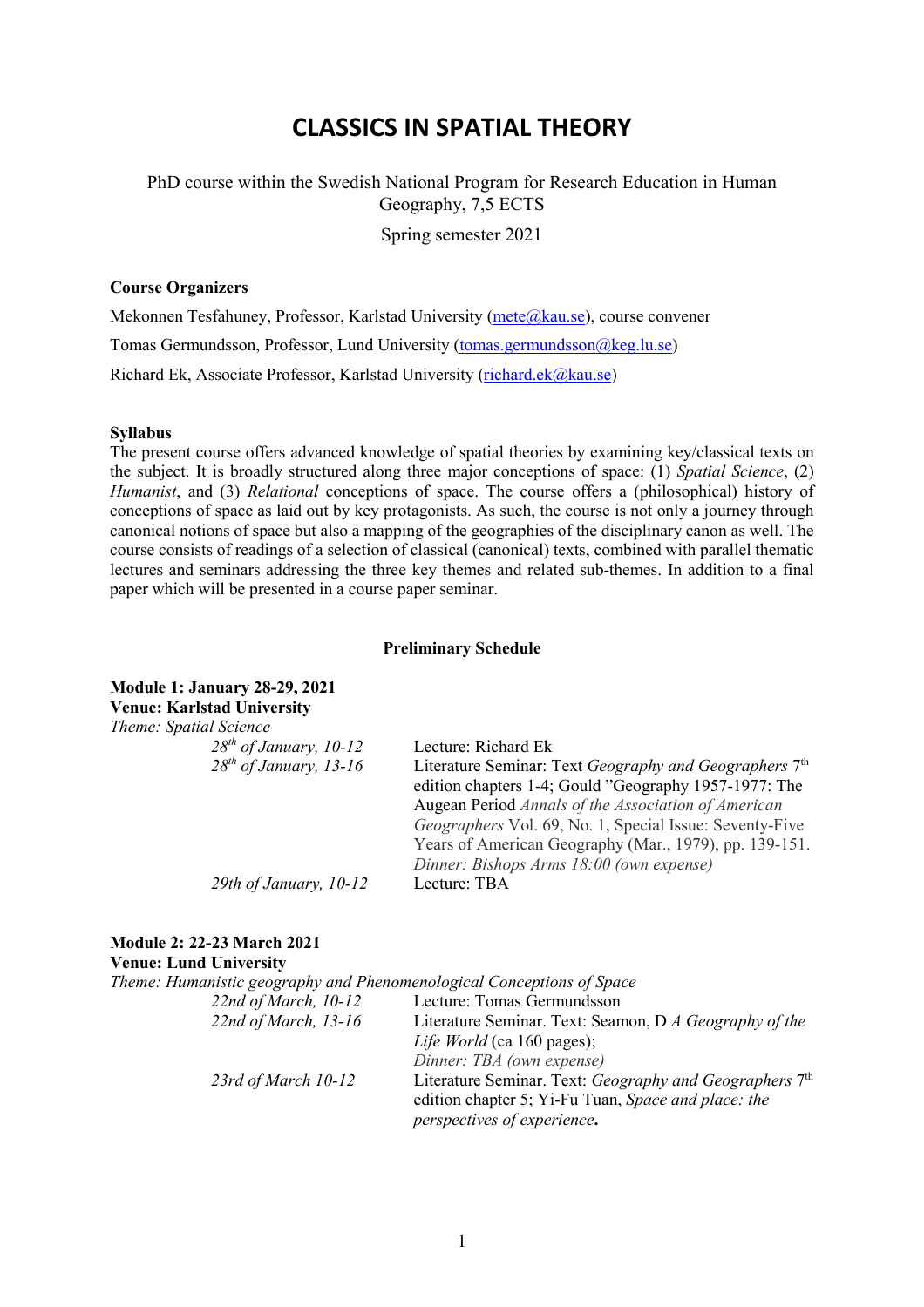# CLASSICS IN SPATIAL THEORY

PhD course within the Swedish National Program for Research Education in Human Geography, 7,5 ECTS

Spring semester 2021

**Course Organizers**

Mekonnen Tesfahuney, Professor, Karlstad University (mete@kau.se), course convener

Tomas Germundsson, Professor, Lund University (tomas.germundsson@keg.lu.se)

Richard Ek, Associate Professor, Karlstad University (richard.ek@kau.se)

**Syllabus**

The present course offers advanced knowledge of spatial theories by examining key/classical texts on the subject. It is broadly structured along three major conceptions of space: (1) *Spatial Science*, (2) *Humanist*, and (3) *Relational* conceptions of space. The course offers a (philosophical) history of conceptions of space as laid out by key protagonists. As such, the course is not only a journey through canonical notions of space but also a mapping of the geographies of the disciplinary canon as well. The course consists of readings of a selection of classical (canonical) texts, combined with parallel thematic lectures and seminars addressing the three key themes and related sub-themes. In addition to a final paper which will be presented in a course paper seminar.

**Preliminary Schedule**

**Module 1: January 28-29, 2021**
**Venue: Karlstad University**
*Theme: Spatial Science*

| | |
|---|---|
| *28th of January, 10-12* | Lecture: Richard Ek |
| *28th of January, 13-16* | Literature Seminar: Text *Geography and Geographers* 7th edition chapters 1-4; Gould "Geography 1957-1977: The Augean Period *Annals of the Association of American Geographers* Vol. 69, No. 1, Special Issue: Seventy-Five Years of American Geography (Mar., 1979), pp. 139-151. *Dinner: Bishops Arms 18:00 (own expense)* |
| *29th of January, 10-12* | Lecture: TBA |

**Module 2: 22-23 March 2021**
**Venue: Lund University**
*Theme: Humanistic geography and Phenomenological Conceptions of Space*

| | |
|---|---|
| *22nd of March, 10-12* | Lecture: Tomas Germundsson |
| *22nd of March, 13-16* | Literature Seminar. Text: Seamon, D *A Geography of the Life World* (ca 160 pages); *Dinner: TBA (own expense)* |
| *23rd of March 10-12* | Literature Seminar. Text: *Geography and Geographers* 7th edition chapter 5; Yi-Fu Tuan, *Space and place: the perspectives of experience*. |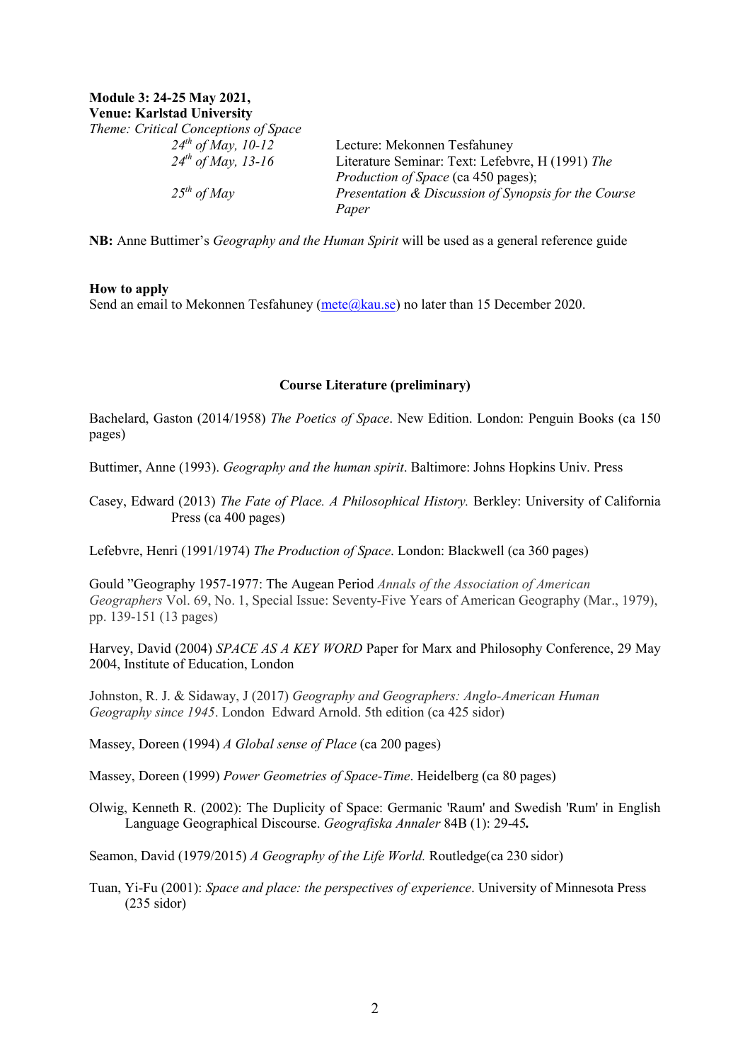**Module 3: 24-25 May 2021,**
**Venue: Karlstad University**
*Theme: Critical Conceptions of Space*

| | |
|---|---|
| *24th of May, 10-12* | Lecture: Mekonnen Tesfahuney |
| *24th of May, 13-16* | Literature Seminar: Text: Lefebvre, H (1991) *The Production of Space* (ca 450 pages); |
| *25th of May* | *Presentation & Discussion of Synopsis for the Course Paper* |

**NB:** Anne Buttimer's *Geography and the Human Spirit* will be used as a general reference guide

**How to apply**
Send an email to Mekonnen Tesfahuney (mete@kau.se) no later than 15 December 2020.

**Course Literature (preliminary)**

Bachelard, Gaston (2014/1958) *The Poetics of Space*. New Edition. London: Penguin Books (ca 150 pages)

Buttimer, Anne (1993). *Geography and the human spirit*. Baltimore: Johns Hopkins Univ. Press

Casey, Edward (2013) *The Fate of Place. A Philosophical History.* Berkley: University of California Press (ca 400 pages)

Lefebvre, Henri (1991/1974) *The Production of Space*. London: Blackwell (ca 360 pages)

Gould "Geography 1957-1977: The Augean Period *Annals of the Association of American Geographers* Vol. 69, No. 1, Special Issue: Seventy-Five Years of American Geography (Mar., 1979), pp. 139-151 (13 pages)

Harvey, David (2004) *SPACE AS A KEY WORD* Paper for Marx and Philosophy Conference, 29 May 2004, Institute of Education, London

Johnston, R. J. & Sidaway, J (2017) *Geography and Geographers: Anglo-American Human Geography since 1945*. London Edward Arnold. 5th edition (ca 425 sidor)

Massey, Doreen (1994) *A Global sense of Place* (ca 200 pages)

Massey, Doreen (1999) *Power Geometries of Space-Time*. Heidelberg (ca 80 pages)

Olwig, Kenneth R. (2002): The Duplicity of Space: Germanic 'Raum' and Swedish 'Rum' in English Language Geographical Discourse. *Geografiska Annaler* 84B (1): 29-45**.**

Seamon, David (1979/2015) *A Geography of the Life World.* Routledge(ca 230 sidor)

Tuan, Yi-Fu (2001): *Space and place: the perspectives of experience*. University of Minnesota Press (235 sidor)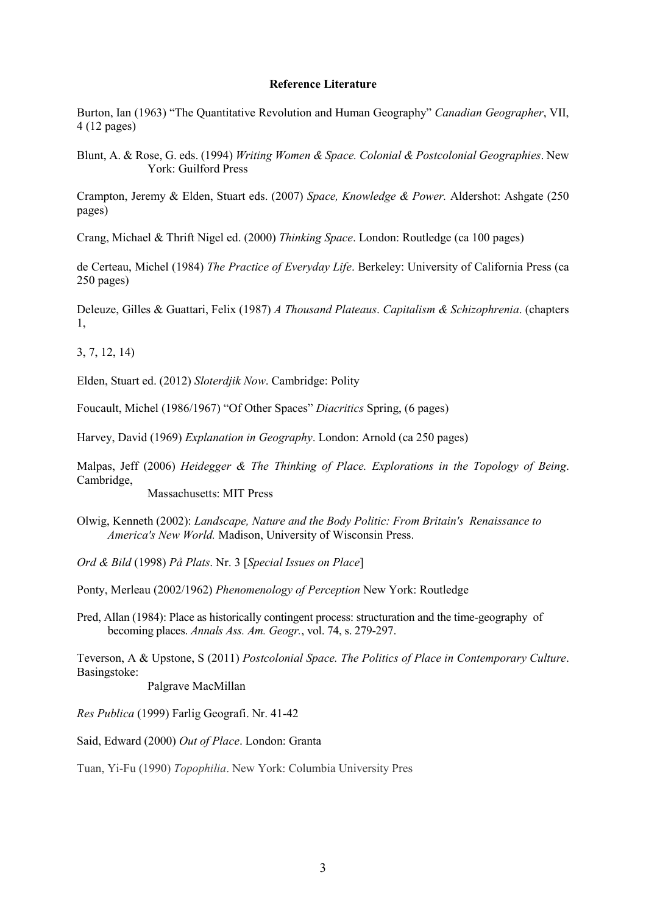**Reference Literature**

Burton, Ian (1963) "The Quantitative Revolution and Human Geography" *Canadian Geographer*, VII, 4 (12 pages)

Blunt, A. & Rose, G. eds. (1994) *Writing Women & Space. Colonial & Postcolonial Geographies*. New York: Guilford Press

Crampton, Jeremy & Elden, Stuart eds. (2007) *Space, Knowledge & Power.* Aldershot: Ashgate (250 pages)

Crang, Michael & Thrift Nigel ed. (2000) *Thinking Space*. London: Routledge (ca 100 pages)

de Certeau, Michel (1984) *The Practice of Everyday Life*. Berkeley: University of California Press (ca 250 pages)

Deleuze, Gilles & Guattari, Felix (1987) *A Thousand Plateaus*. *Capitalism & Schizophrenia*. (chapters 1,

3, 7, 12, 14)

Elden, Stuart ed. (2012) *Sloterdjik Now*. Cambridge: Polity

Foucault, Michel (1986/1967) "Of Other Spaces" *Diacritics* Spring, (6 pages)

Harvey, David (1969) *Explanation in Geography*. London: Arnold (ca 250 pages)

Malpas, Jeff (2006) *Heidegger & The Thinking of Place. Explorations in the Topology of Being*. Cambridge, Massachusetts: MIT Press

Olwig, Kenneth (2002): *Landscape, Nature and the Body Politic: From Britain's Renaissance to America's New World.* Madison, University of Wisconsin Press.

*Ord & Bild* (1998) *På Plats*. Nr. 3 [*Special Issues on Place*]

Ponty, Merleau (2002/1962) *Phenomenology of Perception* New York: Routledge

Pred, Allan (1984): Place as historically contingent process: structuration and the time-geography of becoming places. *Annals Ass. Am. Geogr.*, vol. 74, s. 279-297.

Teverson, A & Upstone, S (2011) *Postcolonial Space. The Politics of Place in Contemporary Culture*. Basingstoke: Palgrave MacMillan

*Res Publica* (1999) Farlig Geografi. Nr. 41-42

Said, Edward (2000) *Out of Place*. London: Granta

Tuan, Yi-Fu (1990) *Topophilia*. New York: Columbia University Pres